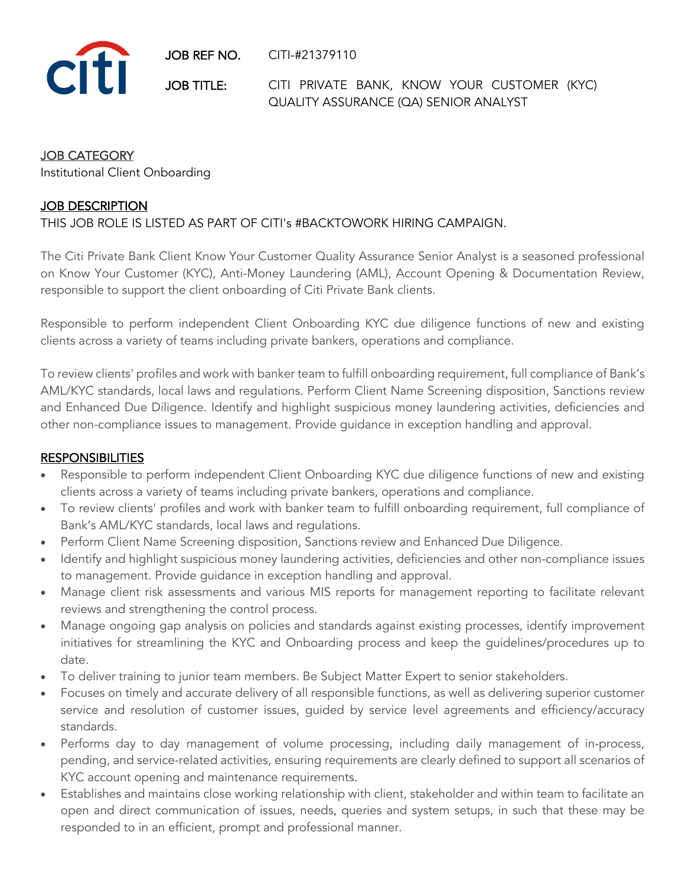**JOB REF NO.** CITI-#21379110

**JOB TITLE:** CITI PRIVATE BANK, KNOW YOUR CUSTOMER (KYC) QUALITY ASSURANCE (QA) SENIOR ANALYST

## JOB CATEGORY

Institutional Client Onboarding

## JOB DESCRIPTION

THIS JOB ROLE IS LISTED AS PART OF CITI's #BACKTOWORK HIRING CAMPAIGN.

The Citi Private Bank Client Know Your Customer Quality Assurance Senior Analyst is a seasoned professional on Know Your Customer (KYC), Anti-Money Laundering (AML), Account Opening & Documentation Review, responsible to support the client onboarding of Citi Private Bank clients.

Responsible to perform independent Client Onboarding KYC due diligence functions of new and existing clients across a variety of teams including private bankers, operations and compliance.

To review clients' profiles and work with banker team to fulfill onboarding requirement, full compliance of Bank's AML/KYC standards, local laws and regulations. Perform Client Name Screening disposition, Sanctions review and Enhanced Due Diligence. Identify and highlight suspicious money laundering activities, deficiencies and other non-compliance issues to management. Provide guidance in exception handling and approval.

## RESPONSIBILITIES

- Responsible to perform independent Client Onboarding KYC due diligence functions of new and existing clients across a variety of teams including private bankers, operations and compliance.
- To review clients' profiles and work with banker team to fulfill onboarding requirement, full compliance of Bank's AML/KYC standards, local laws and regulations.
- Perform Client Name Screening disposition, Sanctions review and Enhanced Due Diligence.
- Identify and highlight suspicious money laundering activities, deficiencies and other non-compliance issues to management. Provide guidance in exception handling and approval.
- Manage client risk assessments and various MIS reports for management reporting to facilitate relevant reviews and strengthening the control process.
- Manage ongoing gap analysis on policies and standards against existing processes, identify improvement initiatives for streamlining the KYC and Onboarding process and keep the guidelines/procedures up to date.
- To deliver training to junior team members. Be Subject Matter Expert to senior stakeholders.
- Focuses on timely and accurate delivery of all responsible functions, as well as delivering superior customer service and resolution of customer issues, guided by service level agreements and efficiency/accuracy standards.
- Performs day to day management of volume processing, including daily management of in-process, pending, and service-related activities, ensuring requirements are clearly defined to support all scenarios of KYC account opening and maintenance requirements.
- Establishes and maintains close working relationship with client, stakeholder and within team to facilitate an open and direct communication of issues, needs, queries and system setups, in such that these may be responded to in an efficient, prompt and professional manner.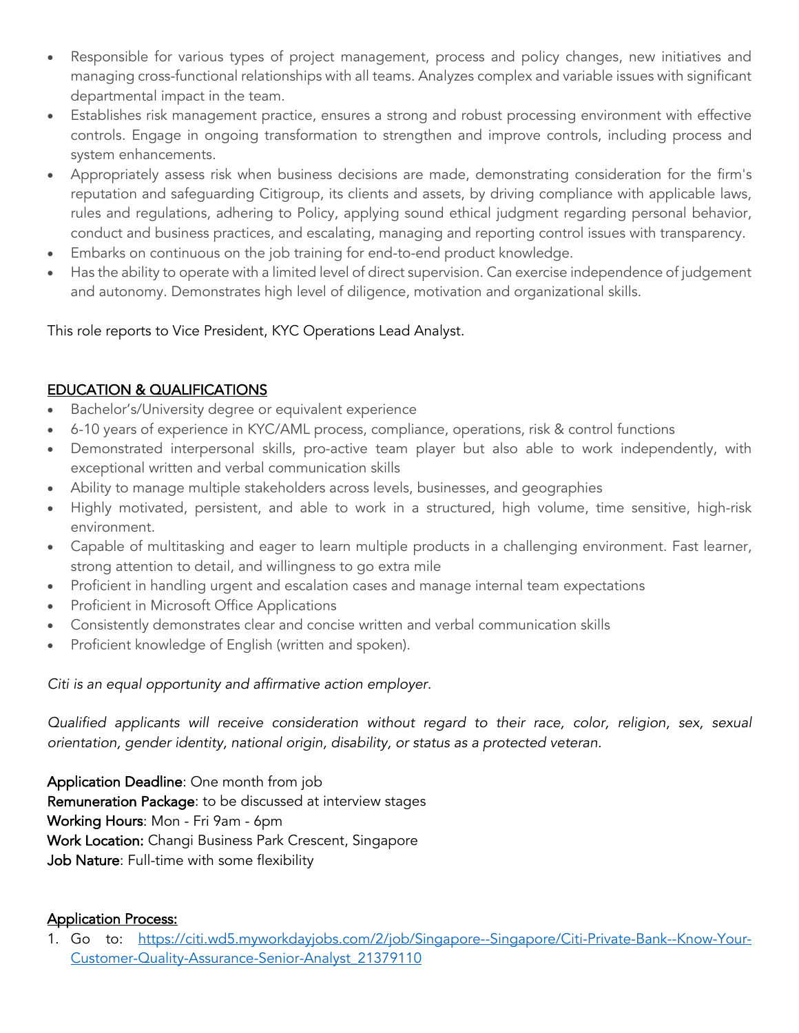- Responsible for various types of project management, process and policy changes, new initiatives and managing cross-functional relationships with all teams. Analyzes complex and variable issues with significant departmental impact in the team.
- Establishes risk management practice, ensures a strong and robust processing environment with effective controls. Engage in ongoing transformation to strengthen and improve controls, including process and system enhancements.
- Appropriately assess risk when business decisions are made, demonstrating consideration for the firm's reputation and safeguarding Citigroup, its clients and assets, by driving compliance with applicable laws, rules and regulations, adhering to Policy, applying sound ethical judgment regarding personal behavior, conduct and business practices, and escalating, managing and reporting control issues with transparency.
- Embarks on continuous on the job training for end-to-end product knowledge.
- Has the ability to operate with a limited level of direct supervision. Can exercise independence of judgement and autonomy. Demonstrates high level of diligence, motivation and organizational skills.

This role reports to Vice President, KYC Operations Lead Analyst.

## EDUCATION & QUALIFICATIONS

- Bachelor's/University degree or equivalent experience
- 6-10 years of experience in KYC/AML process, compliance, operations, risk & control functions
- Demonstrated interpersonal skills, pro-active team player but also able to work independently, with exceptional written and verbal communication skills
- Ability to manage multiple stakeholders across levels, businesses, and geographies
- Highly motivated, persistent, and able to work in a structured, high volume, time sensitive, high-risk environment.
- Capable of multitasking and eager to learn multiple products in a challenging environment. Fast learner, strong attention to detail, and willingness to go extra mile
- Proficient in handling urgent and escalation cases and manage internal team expectations
- Proficient in Microsoft Office Applications
- Consistently demonstrates clear and concise written and verbal communication skills
- Proficient knowledge of English (written and spoken).

*Citi is an equal opportunity and affirmative action employer.*

*Qualified applicants will receive consideration without regard to their race, color, religion, sex, sexual orientation, gender identity, national origin, disability, or status as a protected veteran.*

**Application Deadline**: One month from job
**Remuneration Package**: to be discussed at interview stages
**Working Hours**: Mon - Fri 9am - 6pm
**Work Location:** Changi Business Park Crescent, Singapore
**Job Nature**: Full-time with some flexibility

## Application Process:

1. Go to: https://citi.wd5.myworkdayjobs.com/2/job/Singapore--Singapore/Citi-Private-Bank--Know-Your-Customer-Quality-Assurance-Senior-Analyst_21379110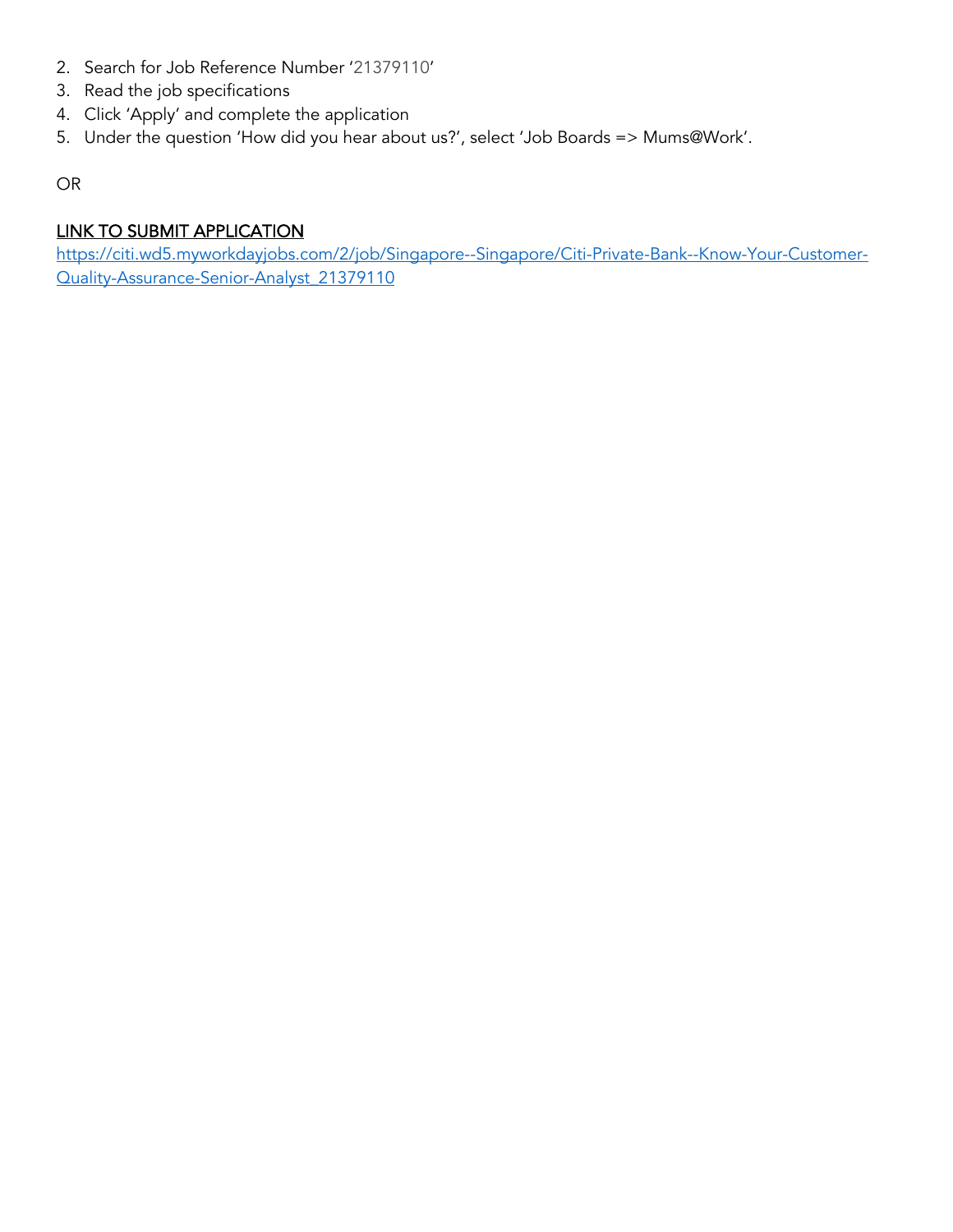2. Search for Job Reference Number '21379110'
3. Read the job specifications
4. Click 'Apply' and complete the application
5. Under the question 'How did you hear about us?', select 'Job Boards => Mums@Work'.

OR

LINK TO SUBMIT APPLICATION

https://citi.wd5.myworkdayjobs.com/2/job/Singapore--Singapore/Citi-Private-Bank--Know-Your-Customer-Quality-Assurance-Senior-Analyst_21379110